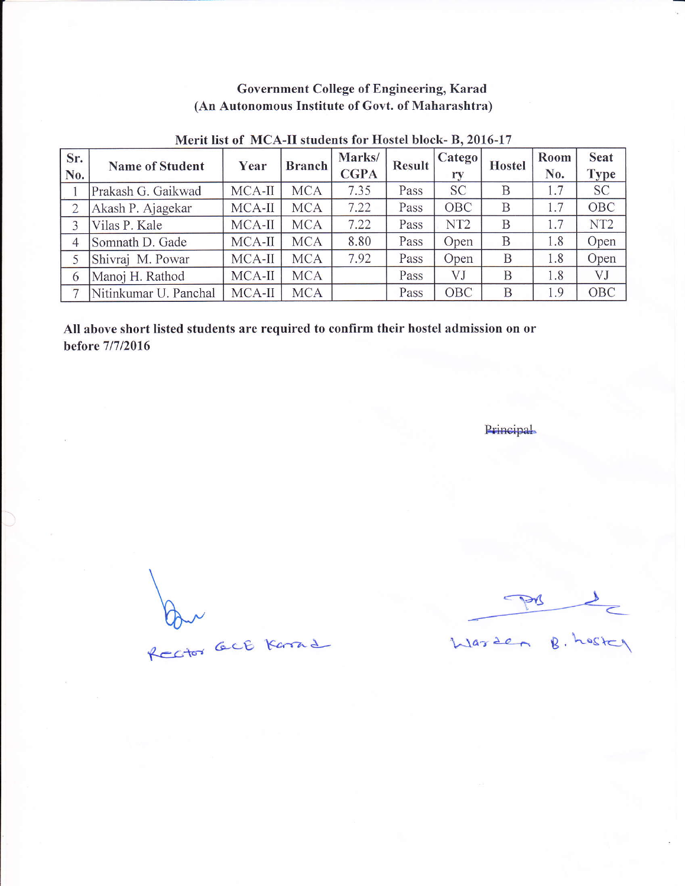**Government College of Engineering, Karad**
**(An Autonomous Institute of Govt. of Maharashtra)**

**Merit list of MCA-II students for Hostel block- B, 2016-17**

| Sr. No. | Name of Student | Year | Branch | Marks/ CGPA | Result | Category | Hostel | Room No. | Seat Type |
|---|---|---|---|---|---|---|---|---|---|
| 1 | Prakash G. Gaikwad | MCA-II | MCA | 7.35 | Pass | SC | B | 1.7 | SC |
| 2 | Akash P. Ajagekar | MCA-II | MCA | 7.22 | Pass | OBC | B | 1.7 | OBC |
| 3 | Vilas P. Kale | MCA-II | MCA | 7.22 | Pass | NT2 | B | 1.7 | NT2 |
| 4 | Somnath D. Gade | MCA-II | MCA | 8.80 | Pass | Open | B | 1.8 | Open |
| 5 | Shivraj M. Powar | MCA-II | MCA | 7.92 | Pass | Open | B | 1.8 | Open |
| 6 | Manoj H. Rathod | MCA-II | MCA | | Pass | VJ | B | 1.8 | VJ |
| 7 | Nitinkumar U. Panchal | MCA-II | MCA | | Pass | OBC | B | 1.9 | OBC |

**All above short listed students are required to confirm their hostel admission on or before 7/7/2016**

~~Principal~~

Rector GCE Karad

Warden B. hostel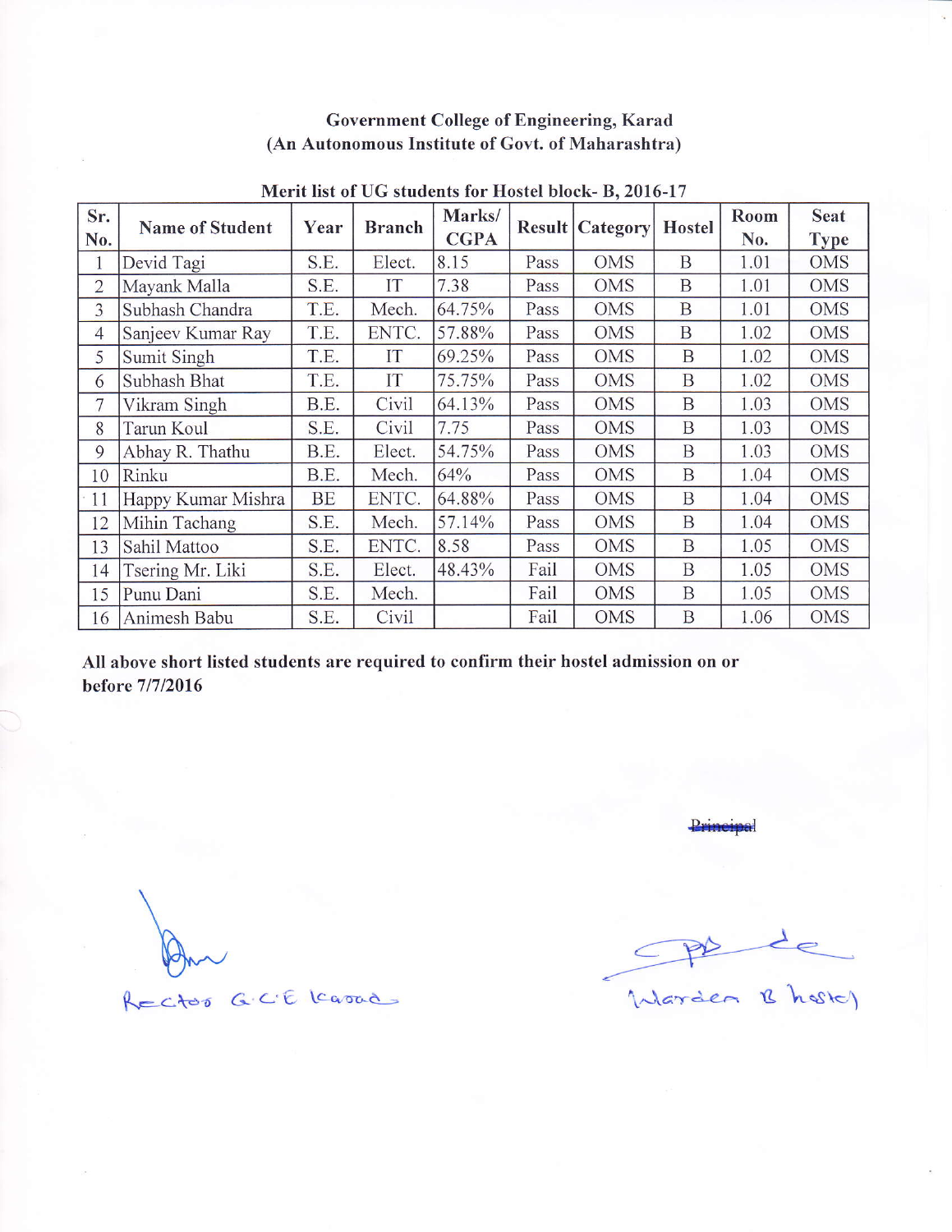**Government College of Engineering, Karad**
**(An Autonomous Institute of Govt. of Maharashtra)**

**Merit list of UG students for Hostel block- B, 2016-17**

| Sr. No. | Name of Student | Year | Branch | Marks/ CGPA | Result | Category | Hostel | Room No. | Seat Type |
|---|---|---|---|---|---|---|---|---|---|
| 1 | Devid Tagi | S.E. | Elect. | 8.15 | Pass | OMS | B | 1.01 | OMS |
| 2 | Mayank Malla | S.E. | IT | 7.38 | Pass | OMS | B | 1.01 | OMS |
| 3 | Subhash Chandra | T.E. | Mech. | 64.75% | Pass | OMS | B | 1.01 | OMS |
| 4 | Sanjeev Kumar Ray | T.E. | ENTC. | 57.88% | Pass | OMS | B | 1.02 | OMS |
| 5 | Sumit Singh | T.E. | IT | 69.25% | Pass | OMS | B | 1.02 | OMS |
| 6 | Subhash Bhat | T.E. | IT | 75.75% | Pass | OMS | B | 1.02 | OMS |
| 7 | Vikram Singh | B.E. | Civil | 64.13% | Pass | OMS | B | 1.03 | OMS |
| 8 | Tarun Koul | S.E. | Civil | 7.75 | Pass | OMS | B | 1.03 | OMS |
| 9 | Abhay R. Thathu | B.E. | Elect. | 54.75% | Pass | OMS | B | 1.03 | OMS |
| 10 | Rinku | B.E. | Mech. | 64% | Pass | OMS | B | 1.04 | OMS |
| 11 | Happy Kumar Mishra | BE | ENTC. | 64.88% | Pass | OMS | B | 1.04 | OMS |
| 12 | Mihin Tachang | S.E. | Mech. | 57.14% | Pass | OMS | B | 1.04 | OMS |
| 13 | Sahil Mattoo | S.E. | ENTC. | 8.58 | Pass | OMS | B | 1.05 | OMS |
| 14 | Tsering Mr. Liki | S.E. | Elect. | 48.43% | Fail | OMS | B | 1.05 | OMS |
| 15 | Punu Dani | S.E. | Mech. | | Fail | OMS | B | 1.05 | OMS |
| 16 | Animesh Babu | S.E. | Civil | | Fail | OMS | B | 1.06 | OMS |

**All above short listed students are required to confirm their hostel admission on or before 7/7/2016**

~~Principal~~

Rector G.C.E Karad

Warden B hostel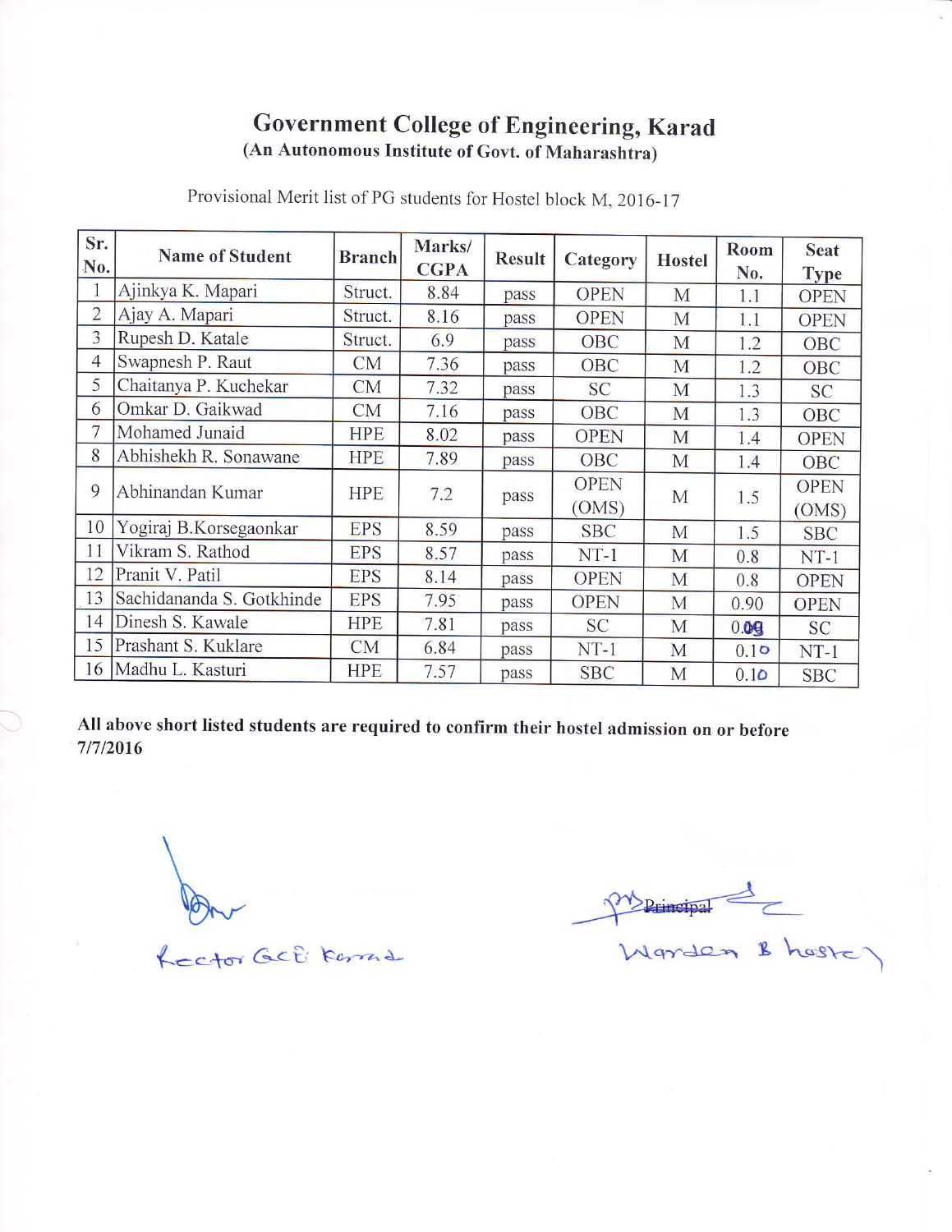# Government College of Engineering, Karad

**(An Autonomous Institute of Govt. of Maharashtra)**

Provisional Merit list of PG students for Hostel block M, 2016-17

| Sr. No. | Name of Student | Branch | Marks/ CGPA | Result | Category | Hostel | Room No. | Seat Type |
|---|---|---|---|---|---|---|---|---|
| 1 | Ajinkya K. Mapari | Struct. | 8.84 | pass | OPEN | M | 1.1 | OPEN |
| 2 | Ajay A. Mapari | Struct. | 8.16 | pass | OPEN | M | 1.1 | OPEN |
| 3 | Rupesh D. Katale | Struct. | 6.9 | pass | OBC | M | 1.2 | OBC |
| 4 | Swapnesh P. Raut | CM | 7.36 | pass | OBC | M | 1.2 | OBC |
| 5 | Chaitanya P. Kuchekar | CM | 7.32 | pass | SC | M | 1.3 | SC |
| 6 | Omkar D. Gaikwad | CM | 7.16 | pass | OBC | M | 1.3 | OBC |
| 7 | Mohamed Junaid | HPE | 8.02 | pass | OPEN | M | 1.4 | OPEN |
| 8 | Abhishekh R. Sonawane | HPE | 7.89 | pass | OBC | M | 1.4 | OBC |
| 9 | Abhinandan Kumar | HPE | 7.2 | pass | OPEN (OMS) | M | 1.5 | OPEN (OMS) |
| 10 | Yogiraj B.Korsegaonkar | EPS | 8.59 | pass | SBC | M | 1.5 | SBC |
| 11 | Vikram S. Rathod | EPS | 8.57 | pass | NT-1 | M | 0.8 | NT-1 |
| 12 | Pranit V. Patil | EPS | 8.14 | pass | OPEN | M | 0.8 | OPEN |
| 13 | Sachidananda S. Gotkhinde | EPS | 7.95 | pass | OPEN | M | 0.90 | OPEN |
| 14 | Dinesh S. Kawale | HPE | 7.81 | pass | SC | M | 0.09 | SC |
| 15 | Prashant S. Kuklare | CM | 6.84 | pass | NT-1 | M | 0.10 | NT-1 |
| 16 | Madhu L. Kasturi | HPE | 7.57 | pass | SBC | M | 0.10 | SBC |

**All above short listed students are required to confirm their hostel admission on or before 7/7/2016**

Rector GCE Karad

~~Principal~~ Warden B hostel